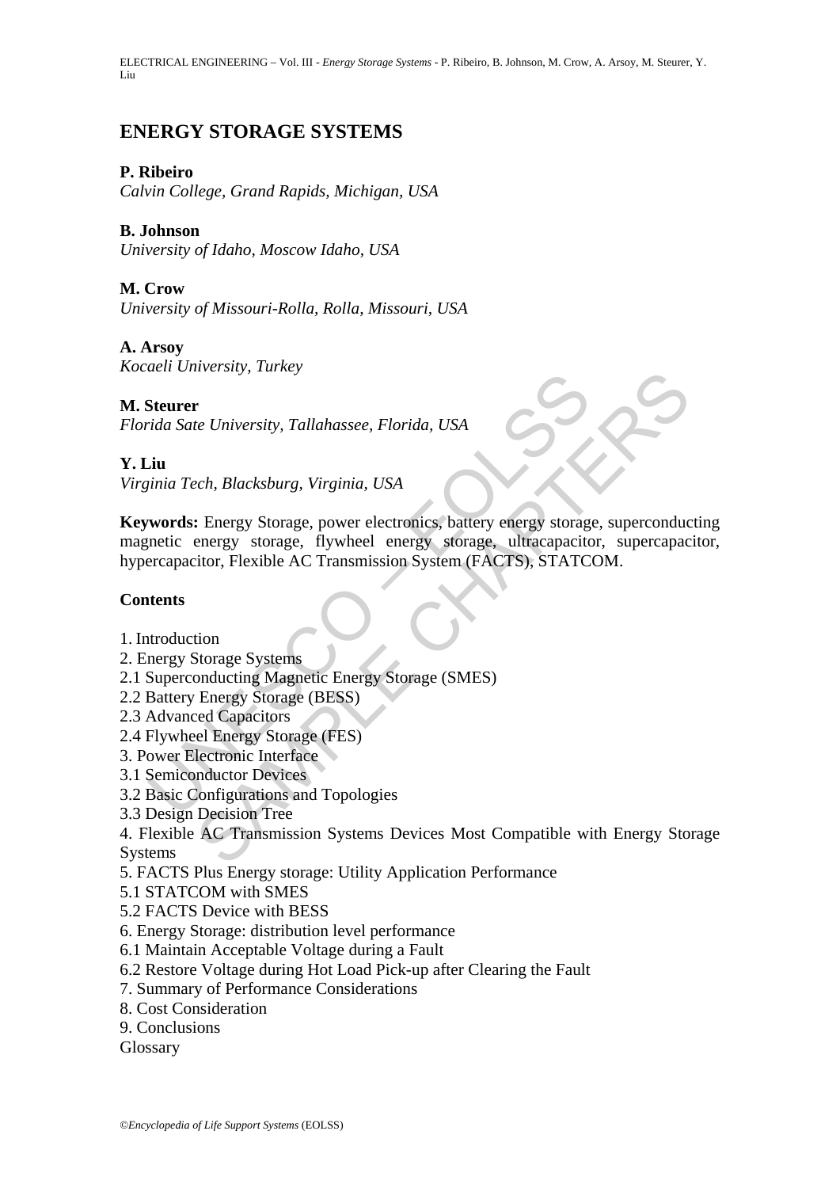# ENERGY STORAGE SYSTEMS

**P. Ribeiro**
*Calvin College, Grand Rapids, Michigan, USA*

**B. Johnson**
*University of Idaho, Moscow Idaho, USA*

**M. Crow**
*University of Missouri-Rolla, Rolla, Missouri, USA*

**A. Arsoy**
*Kocaeli University, Turkey*

**M. Steurer**
*Florida Sate University, Tallahassee, Florida, USA*

**Y. Liu**
*Virginia Tech, Blacksburg, Virginia, USA*

**Keywords:** Energy Storage, power electronics, battery energy storage, superconducting magnetic energy storage, flywheel energy storage, ultracapacitor, supercapacitor, hypercapacitor, Flexible AC Transmission System (FACTS), STATCOM.

**Contents**

1. Introduction
2. Energy Storage Systems
2.1 Superconducting Magnetic Energy Storage (SMES)
2.2 Battery Energy Storage (BESS)
2.3 Advanced Capacitors
2.4 Flywheel Energy Storage (FES)
3. Power Electronic Interface
3.1 Semiconductor Devices
3.2 Basic Configurations and Topologies
3.3 Design Decision Tree
4. Flexible AC Transmission Systems Devices Most Compatible with Energy Storage Systems
5. FACTS Plus Energy storage: Utility Application Performance
5.1 STATCOM with SMES
5.2 FACTS Device with BESS
6. Energy Storage: distribution level performance
6.1 Maintain Acceptable Voltage during a Fault
6.2 Restore Voltage during Hot Load Pick-up after Clearing the Fault
7. Summary of Performance Considerations
8. Cost Consideration
9. Conclusions
Glossary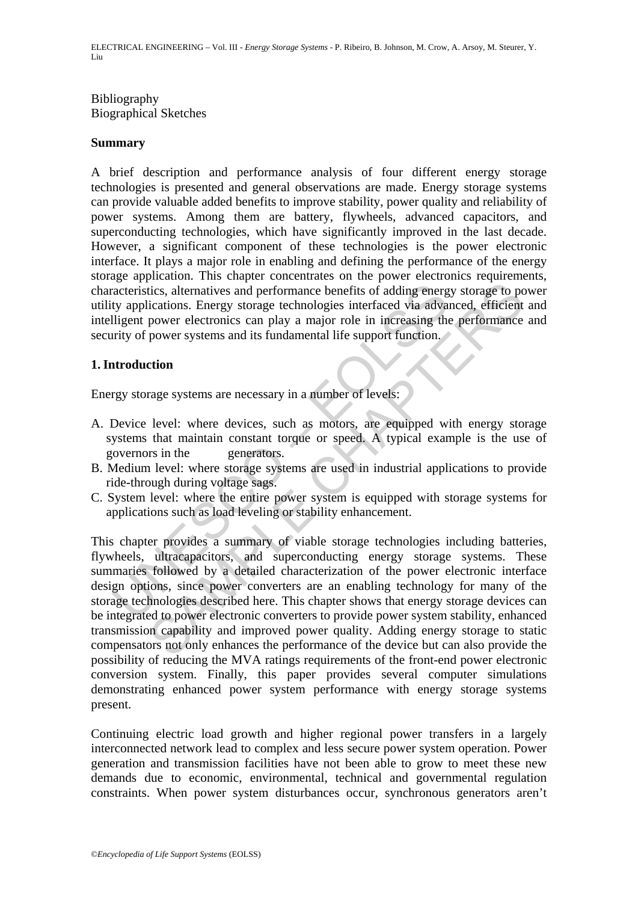Bibliography
Biographical Sketches

## Summary

A brief description and performance analysis of four different energy storage technologies is presented and general observations are made. Energy storage systems can provide valuable added benefits to improve stability, power quality and reliability of power systems. Among them are battery, flywheels, advanced capacitors, and superconducting technologies, which have significantly improved in the last decade. However, a significant component of these technologies is the power electronic interface. It plays a major role in enabling and defining the performance of the energy storage application. This chapter concentrates on the power electronics requirements, characteristics, alternatives and performance benefits of adding energy storage to power utility applications. Energy storage technologies interfaced via advanced, efficient and intelligent power electronics can play a major role in increasing the performance and security of power systems and its fundamental life support function.

## 1. Introduction

Energy storage systems are necessary in a number of levels:

A. Device level: where devices, such as motors, are equipped with energy storage systems that maintain constant torque or speed. A typical example is the use of governors in the generators.
B. Medium level: where storage systems are used in industrial applications to provide ride-through during voltage sags.
C. System level: where the entire power system is equipped with storage systems for applications such as load leveling or stability enhancement.

This chapter provides a summary of viable storage technologies including batteries, flywheels, ultracapacitors, and superconducting energy storage systems. These summaries followed by a detailed characterization of the power electronic interface design options, since power converters are an enabling technology for many of the storage technologies described here. This chapter shows that energy storage devices can be integrated to power electronic converters to provide power system stability, enhanced transmission capability and improved power quality. Adding energy storage to static compensators not only enhances the performance of the device but can also provide the possibility of reducing the MVA ratings requirements of the front-end power electronic conversion system. Finally, this paper provides several computer simulations demonstrating enhanced power system performance with energy storage systems present.

Continuing electric load growth and higher regional power transfers in a largely interconnected network lead to complex and less secure power system operation. Power generation and transmission facilities have not been able to grow to meet these new demands due to economic, environmental, technical and governmental regulation constraints. When power system disturbances occur, synchronous generators aren't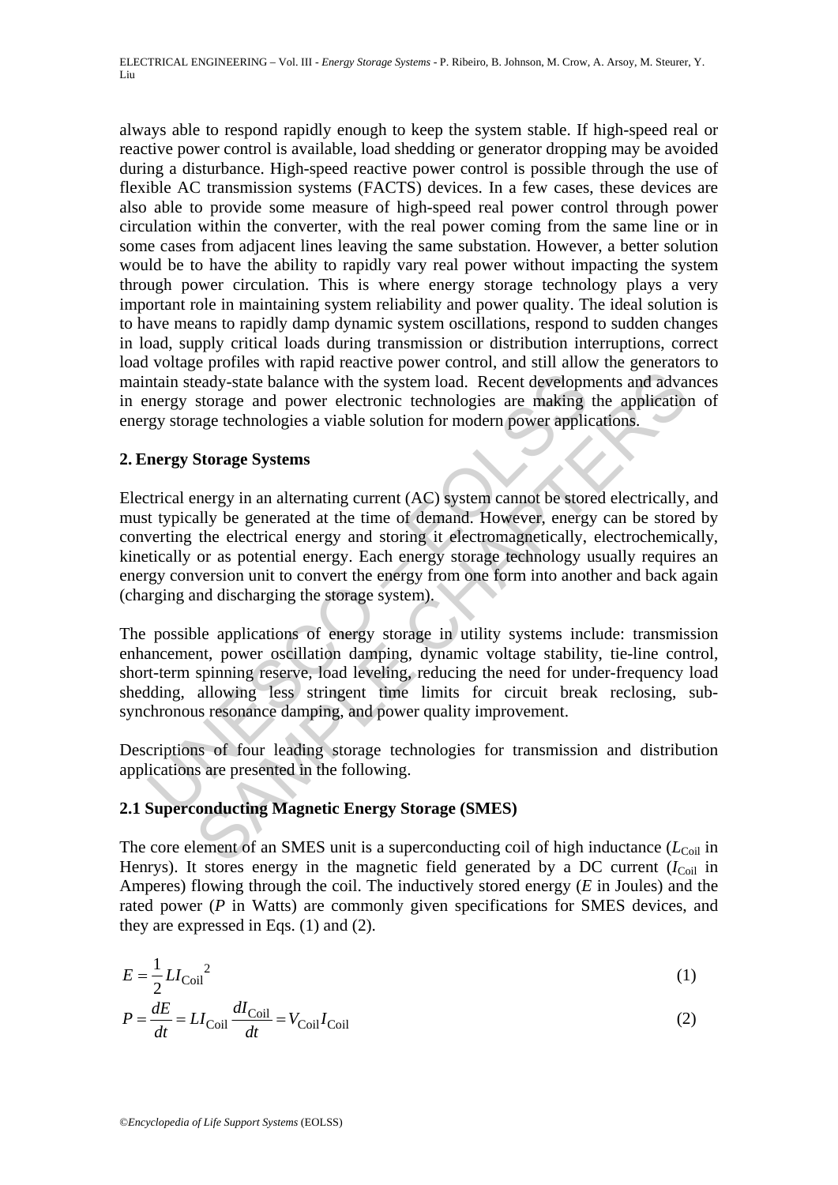always able to respond rapidly enough to keep the system stable. If high-speed real or reactive power control is available, load shedding or generator dropping may be avoided during a disturbance. High-speed reactive power control is possible through the use of flexible AC transmission systems (FACTS) devices. In a few cases, these devices are also able to provide some measure of high-speed real power control through power circulation within the converter, with the real power coming from the same line or in some cases from adjacent lines leaving the same substation. However, a better solution would be to have the ability to rapidly vary real power without impacting the system through power circulation. This is where energy storage technology plays a very important role in maintaining system reliability and power quality. The ideal solution is to have means to rapidly damp dynamic system oscillations, respond to sudden changes in load, supply critical loads during transmission or distribution interruptions, correct load voltage profiles with rapid reactive power control, and still allow the generators to maintain steady-state balance with the system load. Recent developments and advances in energy storage and power electronic technologies are making the application of energy storage technologies a viable solution for modern power applications.

## 2. Energy Storage Systems

Electrical energy in an alternating current (AC) system cannot be stored electrically, and must typically be generated at the time of demand. However, energy can be stored by converting the electrical energy and storing it electromagnetically, electrochemically, kinetically or as potential energy. Each energy storage technology usually requires an energy conversion unit to convert the energy from one form into another and back again (charging and discharging the storage system).

The possible applications of energy storage in utility systems include: transmission enhancement, power oscillation damping, dynamic voltage stability, tie-line control, short-term spinning reserve, load leveling, reducing the need for under-frequency load shedding, allowing less stringent time limits for circuit break reclosing, sub-synchronous resonance damping, and power quality improvement.

Descriptions of four leading storage technologies for transmission and distribution applications are presented in the following.

### 2.1 Superconducting Magnetic Energy Storage (SMES)

The core element of an SMES unit is a superconducting coil of high inductance ($L_{\text{Coil}}$ in Henrys). It stores energy in the magnetic field generated by a DC current ($I_{\text{Coil}}$ in Amperes) flowing through the coil. The inductively stored energy ($E$ in Joules) and the rated power ($P$ in Watts) are commonly given specifications for SMES devices, and they are expressed in Eqs. (1) and (2).

$$E = \frac{1}{2} L I_{\text{Coil}}^{\;2} \tag{1}$$

$$P = \frac{dE}{dt} = L I_{\text{Coil}} \frac{dI_{\text{Coil}}}{dt} = V_{\text{Coil}} I_{\text{Coil}} \tag{2}$$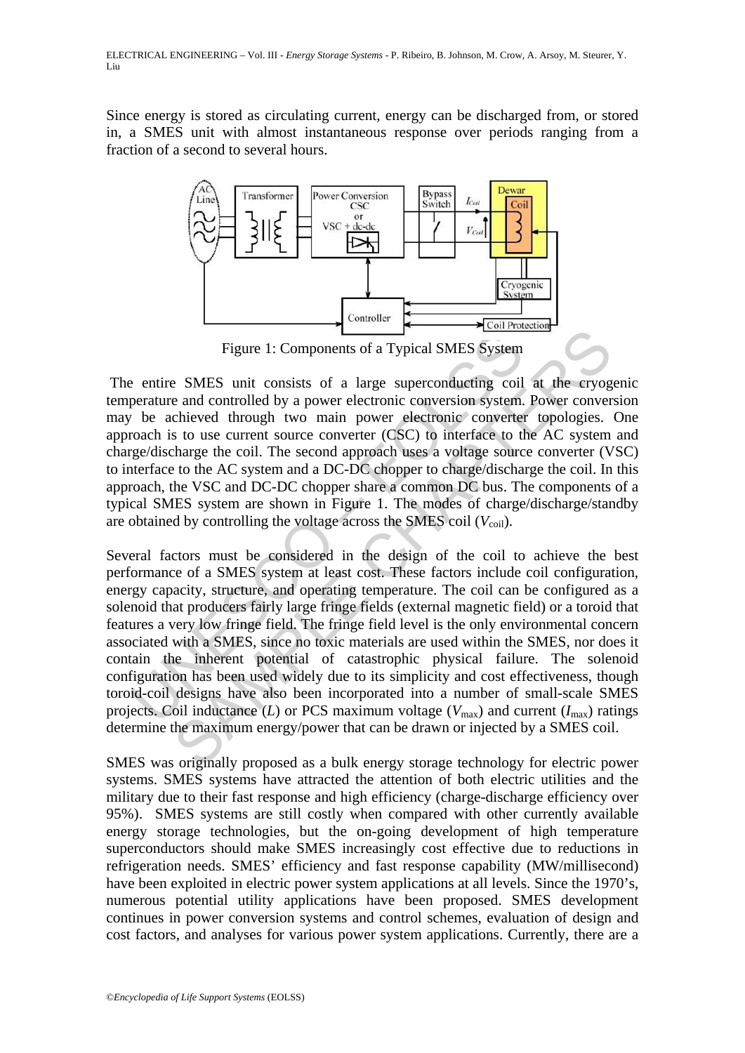Since energy is stored as circulating current, energy can be discharged from, or stored in, a SMES unit with almost instantaneous response over periods ranging from a fraction of a second to several hours.

AC Line
Transformer
Power Conversion CSC or VSC + dc-dc
Bypass Switch
$I_{Coil}$
$V_{Coil}$
Dewar
Coil
Cryogenic System
Controller
Coil Protection

Figure 1: Components of a Typical SMES System

The entire SMES unit consists of a large superconducting coil at the cryogenic temperature and controlled by a power electronic conversion system. Power conversion may be achieved through two main power electronic converter topologies. One approach is to use current source converter (CSC) to interface to the AC system and charge/discharge the coil. The second approach uses a voltage source converter (VSC) to interface to the AC system and a DC-DC chopper to charge/discharge the coil. In this approach, the VSC and DC-DC chopper share a common DC bus. The components of a typical SMES system are shown in Figure 1. The modes of charge/discharge/standby are obtained by controlling the voltage across the SMES coil ($V_{coil}$).

Several factors must be considered in the design of the coil to achieve the best performance of a SMES system at least cost. These factors include coil configuration, energy capacity, structure, and operating temperature. The coil can be configured as a solenoid that producers fairly large fringe fields (external magnetic field) or a toroid that features a very low fringe field. The fringe field level is the only environmental concern associated with a SMES, since no toxic materials are used within the SMES, nor does it contain the inherent potential of catastrophic physical failure. The solenoid configuration has been used widely due to its simplicity and cost effectiveness, though toroid-coil designs have also been incorporated into a number of small-scale SMES projects. Coil inductance ($L$) or PCS maximum voltage ($V_{max}$) and current ($I_{max}$) ratings determine the maximum energy/power that can be drawn or injected by a SMES coil.

SMES was originally proposed as a bulk energy storage technology for electric power systems. SMES systems have attracted the attention of both electric utilities and the military due to their fast response and high efficiency (charge-discharge efficiency over 95%). SMES systems are still costly when compared with other currently available energy storage technologies, but the on-going development of high temperature superconductors should make SMES increasingly cost effective due to reductions in refrigeration needs. SMES' efficiency and fast response capability (MW/millisecond) have been exploited in electric power system applications at all levels. Since the 1970's, numerous potential utility applications have been proposed. SMES development continues in power conversion systems and control schemes, evaluation of design and cost factors, and analyses for various power system applications. Currently, there are a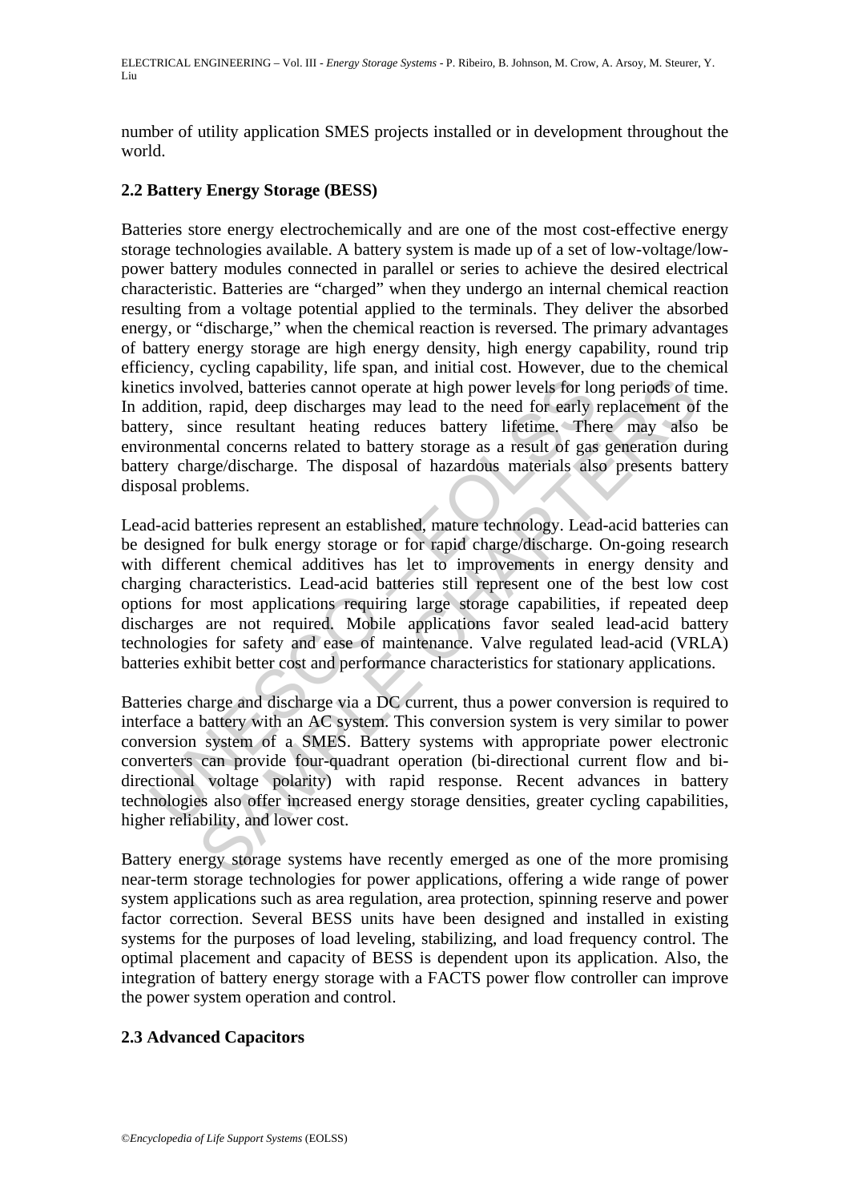number of utility application SMES projects installed or in development throughout the world.

### 2.2 Battery Energy Storage (BESS)

Batteries store energy electrochemically and are one of the most cost-effective energy storage technologies available. A battery system is made up of a set of low-voltage/low-power battery modules connected in parallel or series to achieve the desired electrical characteristic. Batteries are "charged" when they undergo an internal chemical reaction resulting from a voltage potential applied to the terminals. They deliver the absorbed energy, or "discharge," when the chemical reaction is reversed. The primary advantages of battery energy storage are high energy density, high energy capability, round trip efficiency, cycling capability, life span, and initial cost. However, due to the chemical kinetics involved, batteries cannot operate at high power levels for long periods of time. In addition, rapid, deep discharges may lead to the need for early replacement of the battery, since resultant heating reduces battery lifetime. There may also be environmental concerns related to battery storage as a result of gas generation during battery charge/discharge. The disposal of hazardous materials also presents battery disposal problems.

Lead-acid batteries represent an established, mature technology. Lead-acid batteries can be designed for bulk energy storage or for rapid charge/discharge. On-going research with different chemical additives has let to improvements in energy density and charging characteristics. Lead-acid batteries still represent one of the best low cost options for most applications requiring large storage capabilities, if repeated deep discharges are not required. Mobile applications favor sealed lead-acid battery technologies for safety and ease of maintenance. Valve regulated lead-acid (VRLA) batteries exhibit better cost and performance characteristics for stationary applications.

Batteries charge and discharge via a DC current, thus a power conversion is required to interface a battery with an AC system. This conversion system is very similar to power conversion system of a SMES. Battery systems with appropriate power electronic converters can provide four-quadrant operation (bi-directional current flow and bi-directional voltage polarity) with rapid response. Recent advances in battery technologies also offer increased energy storage densities, greater cycling capabilities, higher reliability, and lower cost.

Battery energy storage systems have recently emerged as one of the more promising near-term storage technologies for power applications, offering a wide range of power system applications such as area regulation, area protection, spinning reserve and power factor correction. Several BESS units have been designed and installed in existing systems for the purposes of load leveling, stabilizing, and load frequency control. The optimal placement and capacity of BESS is dependent upon its application. Also, the integration of battery energy storage with a FACTS power flow controller can improve the power system operation and control.

### 2.3 Advanced Capacitors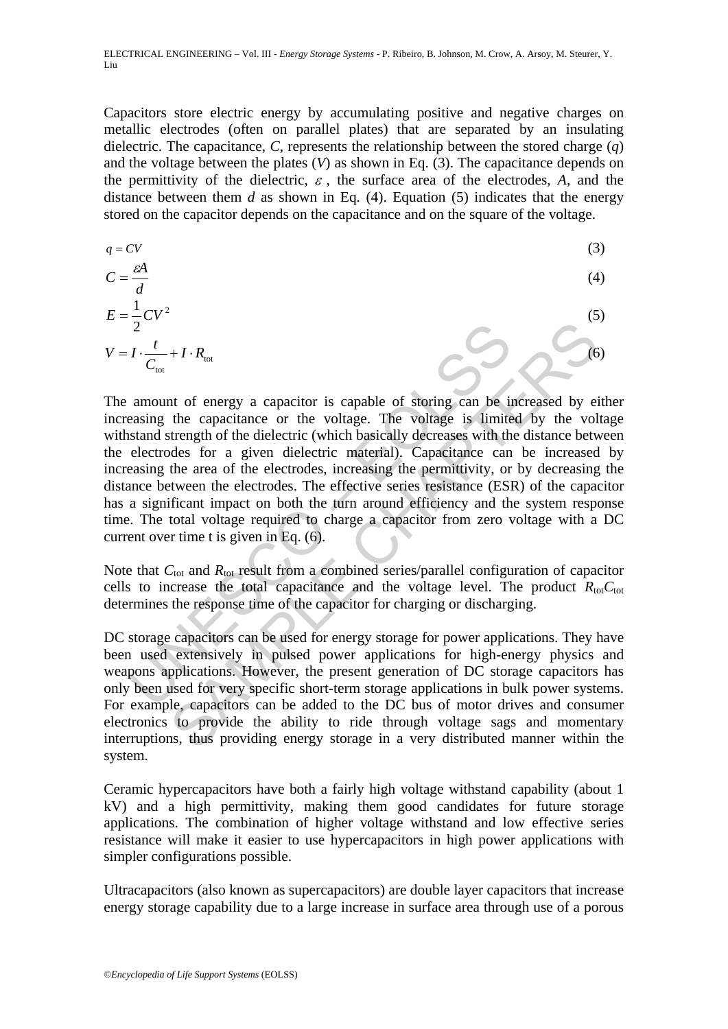Capacitors store electric energy by accumulating positive and negative charges on metallic electrodes (often on parallel plates) that are separated by an insulating dielectric. The capacitance, $C$, represents the relationship between the stored charge ($q$) and the voltage between the plates ($V$) as shown in Eq. (3). The capacitance depends on the permittivity of the dielectric, $\varepsilon$, the surface area of the electrodes, $A$, and the distance between them $d$ as shown in Eq. (4). Equation (5) indicates that the energy stored on the capacitor depends on the capacitance and on the square of the voltage.

$$q = CV \tag{3}$$

$$C = \frac{\varepsilon A}{d} \tag{4}$$

$$E = \frac{1}{2} CV^2 \tag{5}$$

$$V = I \cdot \frac{t}{C_{\text{tot}}} + I \cdot R_{\text{tot}} \tag{6}$$

The amount of energy a capacitor is capable of storing can be increased by either increasing the capacitance or the voltage. The voltage is limited by the voltage withstand strength of the dielectric (which basically decreases with the distance between the electrodes for a given dielectric material). Capacitance can be increased by increasing the area of the electrodes, increasing the permittivity, or by decreasing the distance between the electrodes. The effective series resistance (ESR) of the capacitor has a significant impact on both the turn around efficiency and the system response time. The total voltage required to charge a capacitor from zero voltage with a DC current over time t is given in Eq. (6).

Note that $C_{\text{tot}}$ and $R_{\text{tot}}$ result from a combined series/parallel configuration of capacitor cells to increase the total capacitance and the voltage level. The product $R_{\text{tot}}C_{\text{tot}}$ determines the response time of the capacitor for charging or discharging.

DC storage capacitors can be used for energy storage for power applications. They have been used extensively in pulsed power applications for high-energy physics and weapons applications. However, the present generation of DC storage capacitors has only been used for very specific short-term storage applications in bulk power systems. For example, capacitors can be added to the DC bus of motor drives and consumer electronics to provide the ability to ride through voltage sags and momentary interruptions, thus providing energy storage in a very distributed manner within the system.

Ceramic hypercapacitors have both a fairly high voltage withstand capability (about 1 kV) and a high permittivity, making them good candidates for future storage applications. The combination of higher voltage withstand and low effective series resistance will make it easier to use hypercapacitors in high power applications with simpler configurations possible.

Ultracapacitors (also known as supercapacitors) are double layer capacitors that increase energy storage capability due to a large increase in surface area through use of a porous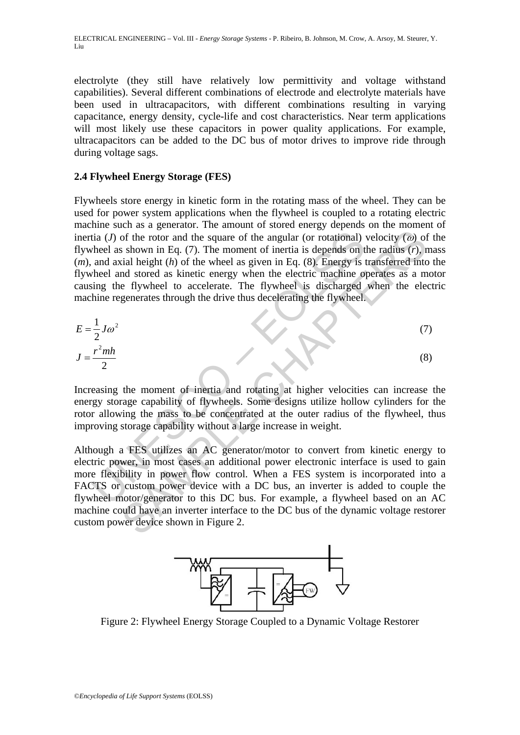electrolyte (they still have relatively low permittivity and voltage withstand capabilities). Several different combinations of electrode and electrolyte materials have been used in ultracapacitors, with different combinations resulting in varying capacitance, energy density, cycle-life and cost characteristics. Near term applications will most likely use these capacitors in power quality applications. For example, ultracapacitors can be added to the DC bus of motor drives to improve ride through during voltage sags.

### 2.4 Flywheel Energy Storage (FES)

Flywheels store energy in kinetic form in the rotating mass of the wheel. They can be used for power system applications when the flywheel is coupled to a rotating electric machine such as a generator. The amount of stored energy depends on the moment of inertia ($J$) of the rotor and the square of the angular (or rotational) velocity ($\omega$) of the flywheel as shown in Eq. (7). The moment of inertia is depends on the radius ($r$), mass ($m$), and axial height ($h$) of the wheel as given in Eq. (8). Energy is transferred into the flywheel and stored as kinetic energy when the electric machine operates as a motor causing the flywheel to accelerate. The flywheel is discharged when the electric machine regenerates through the drive thus decelerating the flywheel.

$$E = \frac{1}{2} J\omega^2 \tag{7}$$

$$J = \frac{r^2 mh}{2} \tag{8}$$

Increasing the moment of inertia and rotating at higher velocities can increase the energy storage capability of flywheels. Some designs utilize hollow cylinders for the rotor allowing the mass to be concentrated at the outer radius of the flywheel, thus improving storage capability without a large increase in weight.

Although a FES utilizes an AC generator/motor to convert from kinetic energy to electric power, in most cases an additional power electronic interface is used to gain more flexibility in power flow control. When a FES system is incorporated into a FACTS or custom power device with a DC bus, an inverter is added to couple the flywheel motor/generator to this DC bus. For example, a flywheel based on an AC machine could have an inverter interface to the DC bus of the dynamic voltage restorer custom power device shown in Figure 2.

FW

Figure 2: Flywheel Energy Storage Coupled to a Dynamic Voltage Restorer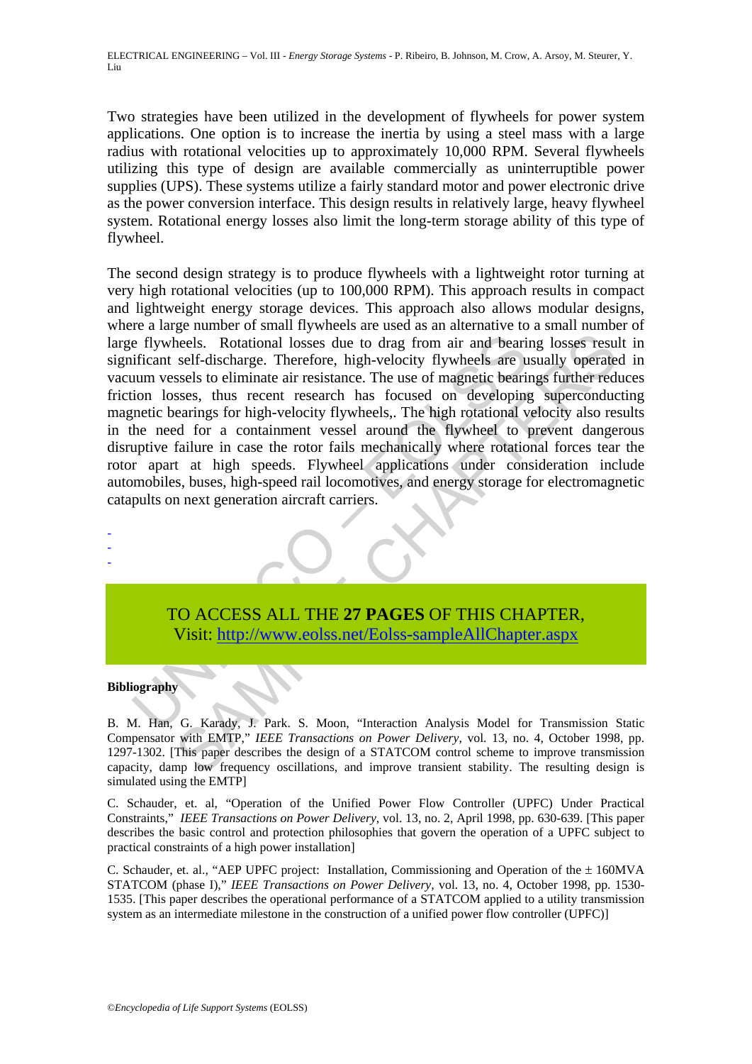Two strategies have been utilized in the development of flywheels for power system applications. One option is to increase the inertia by using a steel mass with a large radius with rotational velocities up to approximately 10,000 RPM. Several flywheels utilizing this type of design are available commercially as uninterruptible power supplies (UPS). These systems utilize a fairly standard motor and power electronic drive as the power conversion interface. This design results in relatively large, heavy flywheel system. Rotational energy losses also limit the long-term storage ability of this type of flywheel.

The second design strategy is to produce flywheels with a lightweight rotor turning at very high rotational velocities (up to 100,000 RPM). This approach results in compact and lightweight energy storage devices. This approach also allows modular designs, where a large number of small flywheels are used as an alternative to a small number of large flywheels. Rotational losses due to drag from air and bearing losses result in significant self-discharge. Therefore, high-velocity flywheels are usually operated in vacuum vessels to eliminate air resistance. The use of magnetic bearings further reduces friction losses, thus recent research has focused on developing superconducting magnetic bearings for high-velocity flywheels,. The high rotational velocity also results in the need for a containment vessel around the flywheel to prevent dangerous disruptive failure in case the rotor fails mechanically where rotational forces tear the rotor apart at high speeds. Flywheel applications under consideration include automobiles, buses, high-speed rail locomotives, and energy storage for electromagnetic catapults on next generation aircraft carriers.

-
-
-

TO ACCESS ALL THE **27 PAGES** OF THIS CHAPTER,
Visit: http://www.eolss.net/Eolss-sampleAllChapter.aspx

**Bibliography**

B. M. Han, G. Karady, J. Park. S. Moon, "Interaction Analysis Model for Transmission Static Compensator with EMTP," *IEEE Transactions on Power Delivery*, vol. 13, no. 4, October 1998, pp. 1297-1302. [This paper describes the design of a STATCOM control scheme to improve transmission capacity, damp low frequency oscillations, and improve transient stability. The resulting design is simulated using the EMTP]

C. Schauder, et. al, "Operation of the Unified Power Flow Controller (UPFC) Under Practical Constraints," *IEEE Transactions on Power Delivery*, vol. 13, no. 2, April 1998, pp. 630-639. [This paper describes the basic control and protection philosophies that govern the operation of a UPFC subject to practical constraints of a high power installation]

C. Schauder, et. al., "AEP UPFC project: Installation, Commissioning and Operation of the ± 160MVA STATCOM (phase I)," *IEEE Transactions on Power Delivery*, vol. 13, no. 4, October 1998, pp. 1530-1535. [This paper describes the operational performance of a STATCOM applied to a utility transmission system as an intermediate milestone in the construction of a unified power flow controller (UPFC)]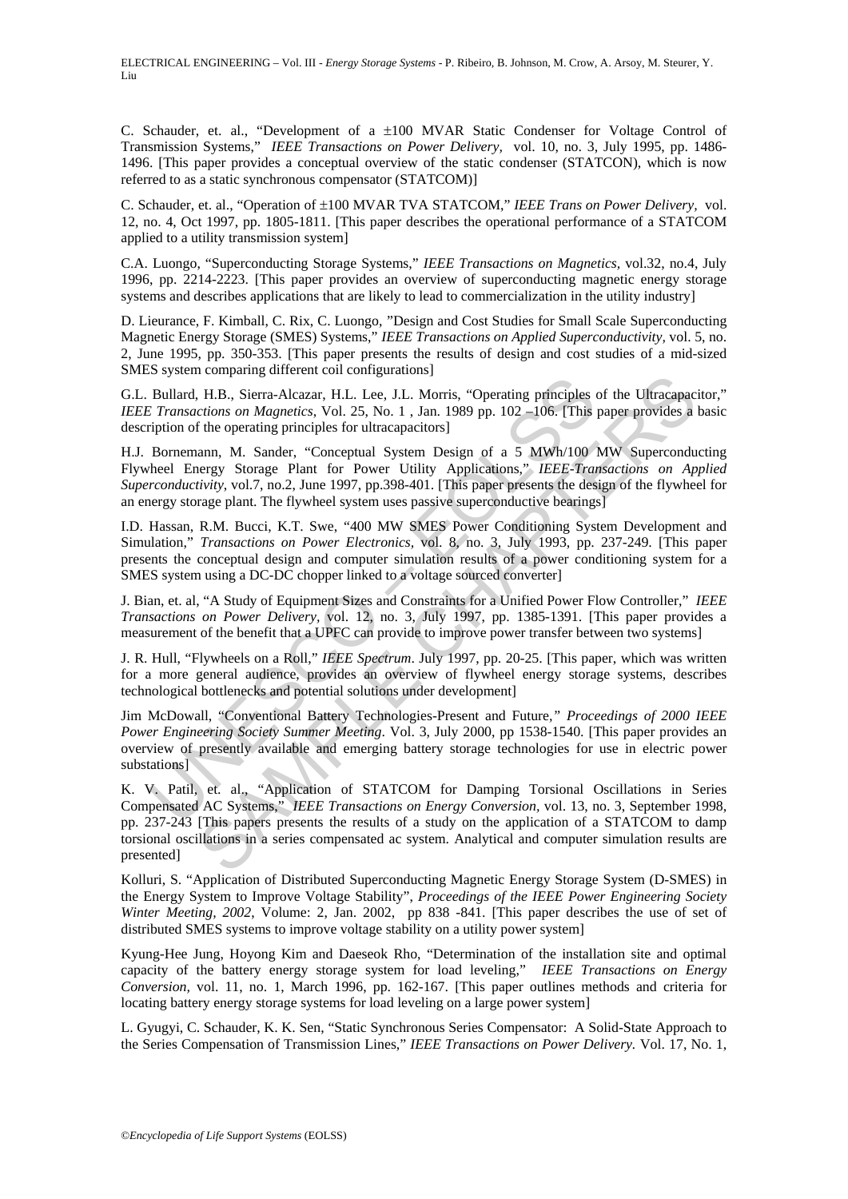C. Schauder, et. al., "Development of a ±100 MVAR Static Condenser for Voltage Control of Transmission Systems," *IEEE Transactions on Power Delivery,* vol. 10, no. 3, July 1995, pp. 1486-1496. [This paper provides a conceptual overview of the static condenser (STATCON), which is now referred to as a static synchronous compensator (STATCOM)]

C. Schauder, et. al., "Operation of ±100 MVAR TVA STATCOM," *IEEE Trans on Power Delivery*, vol. 12, no. 4, Oct 1997, pp. 1805-1811. [This paper describes the operational performance of a STATCOM applied to a utility transmission system]

C.A. Luongo, "Superconducting Storage Systems," *IEEE Transactions on Magnetics*, vol.32, no.4, July 1996, pp. 2214-2223. [This paper provides an overview of superconducting magnetic energy storage systems and describes applications that are likely to lead to commercialization in the utility industry]

D. Lieurance, F. Kimball, C. Rix, C. Luongo, "Design and Cost Studies for Small Scale Superconducting Magnetic Energy Storage (SMES) Systems," *IEEE Transactions on Applied Superconductivity,* vol. 5, no. 2, June 1995, pp. 350-353. [This paper presents the results of design and cost studies of a mid-sized SMES system comparing different coil configurations]

G.L. Bullard, H.B., Sierra-Alcazar, H.L. Lee, J.L. Morris, "Operating principles of the Ultracapacitor," *IEEE Transactions on Magnetics*, Vol. 25, No. 1 , Jan. 1989 pp. 102 –106. [This paper provides a basic description of the operating principles for ultracapacitors]

H.J. Bornemann, M. Sander, "Conceptual System Design of a 5 MWh/100 MW Superconducting Flywheel Energy Storage Plant for Power Utility Applications," *IEEE-Transactions on Applied Superconductivity*, vol.7, no.2, June 1997, pp.398-401. [This paper presents the design of the flywheel for an energy storage plant. The flywheel system uses passive superconductive bearings]

I.D. Hassan, R.M. Bucci, K.T. Swe, "400 MW SMES Power Conditioning System Development and Simulation," *Transactions on Power Electronics*, vol. 8, no. 3, July 1993, pp. 237-249. [This paper presents the conceptual design and computer simulation results of a power conditioning system for a SMES system using a DC-DC chopper linked to a voltage sourced converter]

J. Bian, et. al, "A Study of Equipment Sizes and Constraints for a Unified Power Flow Controller," *IEEE Transactions on Power Delivery*, vol. 12, no. 3, July 1997, pp. 1385-1391. [This paper provides a measurement of the benefit that a UPFC can provide to improve power transfer between two systems]

J. R. Hull, "Flywheels on a Roll," *IEEE Spectrum*. July 1997, pp. 20-25. [This paper, which was written for a more general audience, provides an overview of flywheel energy storage systems, describes technological bottlenecks and potential solutions under development]

Jim McDowall, "Conventional Battery Technologies-Present and Future," *Proceedings of 2000 IEEE Power Engineering Society Summer Meeting*. Vol. 3, July 2000, pp 1538-1540. [This paper provides an overview of presently available and emerging battery storage technologies for use in electric power substations]

K. V. Patil, et. al., "Application of STATCOM for Damping Torsional Oscillations in Series Compensated AC Systems," *IEEE Transactions on Energy Conversion*, vol. 13, no. 3, September 1998, pp. 237-243 [This papers presents the results of a study on the application of a STATCOM to damp torsional oscillations in a series compensated ac system. Analytical and computer simulation results are presented]

Kolluri, S. "Application of Distributed Superconducting Magnetic Energy Storage System (D-SMES) in the Energy System to Improve Voltage Stability", *Proceedings of the IEEE Power Engineering Society Winter Meeting, 2002,* Volume: 2, Jan. 2002, pp 838 -841. [This paper describes the use of set of distributed SMES systems to improve voltage stability on a utility power system]

Kyung-Hee Jung, Hoyong Kim and Daeseok Rho, "Determination of the installation site and optimal capacity of the battery energy storage system for load leveling," *IEEE Transactions on Energy Conversion,* vol. 11, no. 1, March 1996, pp. 162-167. [This paper outlines methods and criteria for locating battery energy storage systems for load leveling on a large power system]

L. Gyugyi, C. Schauder, K. K. Sen, "Static Synchronous Series Compensator: A Solid-State Approach to the Series Compensation of Transmission Lines," *IEEE Transactions on Power Delivery.* Vol. 17, No. 1,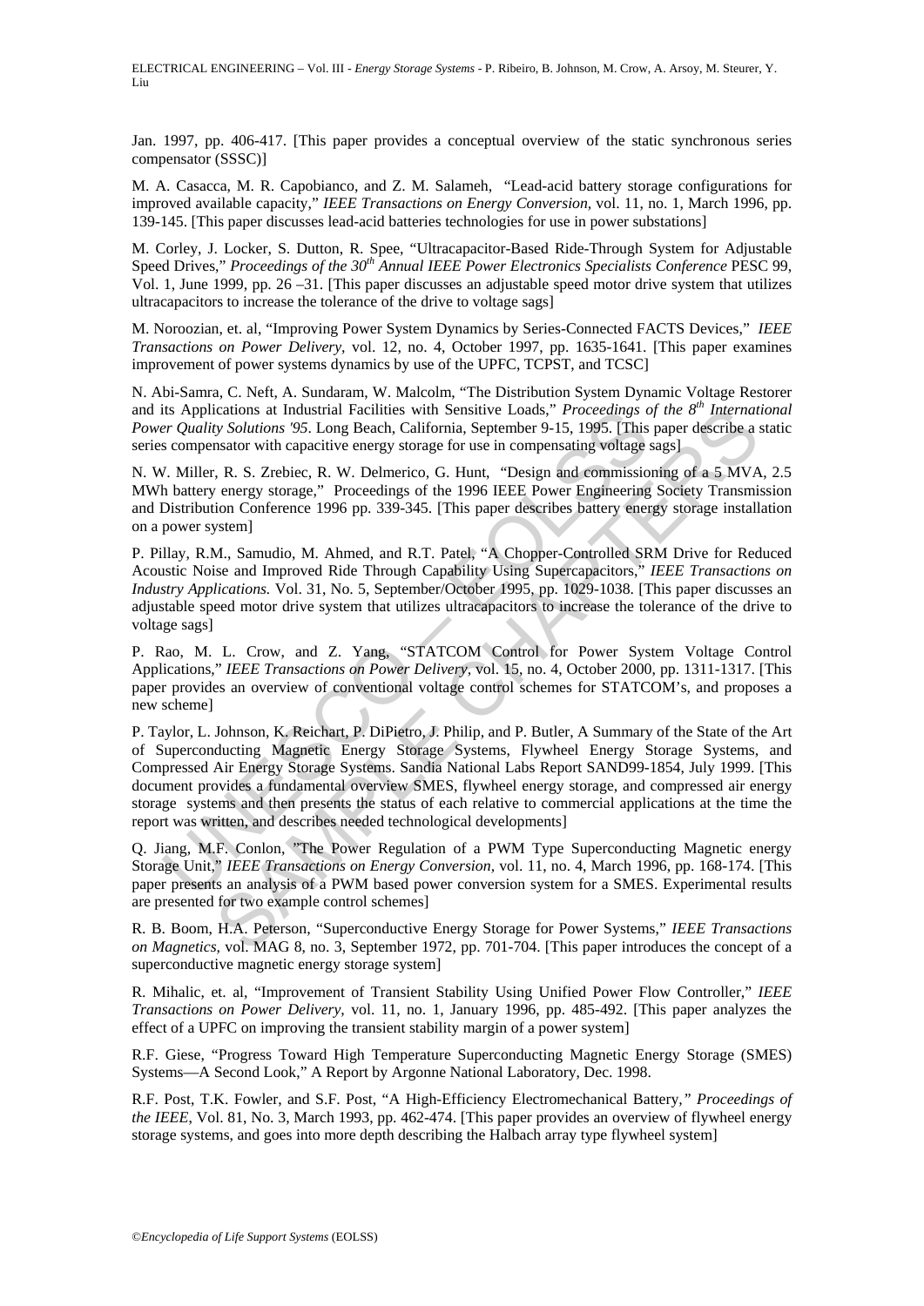Jan. 1997, pp. 406-417. [This paper provides a conceptual overview of the static synchronous series compensator (SSSC)]

M. A. Casacca, M. R. Capobianco, and Z. M. Salameh, "Lead-acid battery storage configurations for improved available capacity," *IEEE Transactions on Energy Conversion,* vol. 11, no. 1, March 1996, pp. 139-145. [This paper discusses lead-acid batteries technologies for use in power substations]

M. Corley, J. Locker, S. Dutton, R. Spee, "Ultracapacitor-Based Ride-Through System for Adjustable Speed Drives," *Proceedings of the 30th Annual IEEE Power Electronics Specialists Conference* PESC 99, Vol. 1, June 1999, pp. 26 –31. [This paper discusses an adjustable speed motor drive system that utilizes ultracapacitors to increase the tolerance of the drive to voltage sags]

M. Noroozian, et. al, "Improving Power System Dynamics by Series-Connected FACTS Devices," *IEEE Transactions on Power Delivery,* vol. 12, no. 4, October 1997, pp. 1635-1641. [This paper examines improvement of power systems dynamics by use of the UPFC, TCPST, and TCSC]

N. Abi-Samra, C. Neft, A. Sundaram, W. Malcolm, "The Distribution System Dynamic Voltage Restorer and its Applications at Industrial Facilities with Sensitive Loads," *Proceedings of the 8th International Power Quality Solutions '95*. Long Beach, California, September 9-15, 1995. [This paper describe a static series compensator with capacitive energy storage for use in compensating voltage sags]

N. W. Miller, R. S. Zrebiec, R. W. Delmerico, G. Hunt, "Design and commissioning of a 5 MVA, 2.5 MWh battery energy storage," Proceedings of the 1996 IEEE Power Engineering Society Transmission and Distribution Conference 1996 pp. 339-345. [This paper describes battery energy storage installation on a power system]

P. Pillay, R.M., Samudio, M. Ahmed, and R.T. Patel, "A Chopper-Controlled SRM Drive for Reduced Acoustic Noise and Improved Ride Through Capability Using Supercapacitors," *IEEE Transactions on Industry Applications.* Vol. 31, No. 5, September/October 1995, pp. 1029-1038. [This paper discusses an adjustable speed motor drive system that utilizes ultracapacitors to increase the tolerance of the drive to voltage sags]

P. Rao, M. L. Crow, and Z. Yang, "STATCOM Control for Power System Voltage Control Applications," *IEEE Transactions on Power Delivery,* vol. 15, no. 4, October 2000, pp. 1311-1317. [This paper provides an overview of conventional voltage control schemes for STATCOM's, and proposes a new scheme]

P. Taylor, L. Johnson, K. Reichart, P. DiPietro, J. Philip, and P. Butler, A Summary of the State of the Art of Superconducting Magnetic Energy Storage Systems, Flywheel Energy Storage Systems, and Compressed Air Energy Storage Systems. Sandia National Labs Report SAND99-1854, July 1999. [This document provides a fundamental overview SMES, flywheel energy storage, and compressed air energy storage systems and then presents the status of each relative to commercial applications at the time the report was written, and describes needed technological developments]

Q. Jiang, M.F. Conlon, "The Power Regulation of a PWM Type Superconducting Magnetic energy Storage Unit," *IEEE Transactions on Energy Conversion,* vol. 11, no. 4, March 1996, pp. 168-174. [This paper presents an analysis of a PWM based power conversion system for a SMES. Experimental results are presented for two example control schemes]

R. B. Boom, H.A. Peterson, "Superconductive Energy Storage for Power Systems," *IEEE Transactions on Magnetics,* vol. MAG 8, no. 3, September 1972, pp. 701-704. [This paper introduces the concept of a superconductive magnetic energy storage system]

R. Mihalic, et. al, "Improvement of Transient Stability Using Unified Power Flow Controller," *IEEE Transactions on Power Delivery,* vol. 11, no. 1, January 1996, pp. 485-492. [This paper analyzes the effect of a UPFC on improving the transient stability margin of a power system]

R.F. Giese, "Progress Toward High Temperature Superconducting Magnetic Energy Storage (SMES) Systems—A Second Look," A Report by Argonne National Laboratory, Dec. 1998.

R.F. Post, T.K. Fowler, and S.F. Post, "A High-Efficiency Electromechanical Battery,*" Proceedings of the IEEE*, Vol. 81, No. 3, March 1993, pp. 462-474. [This paper provides an overview of flywheel energy storage systems, and goes into more depth describing the Halbach array type flywheel system]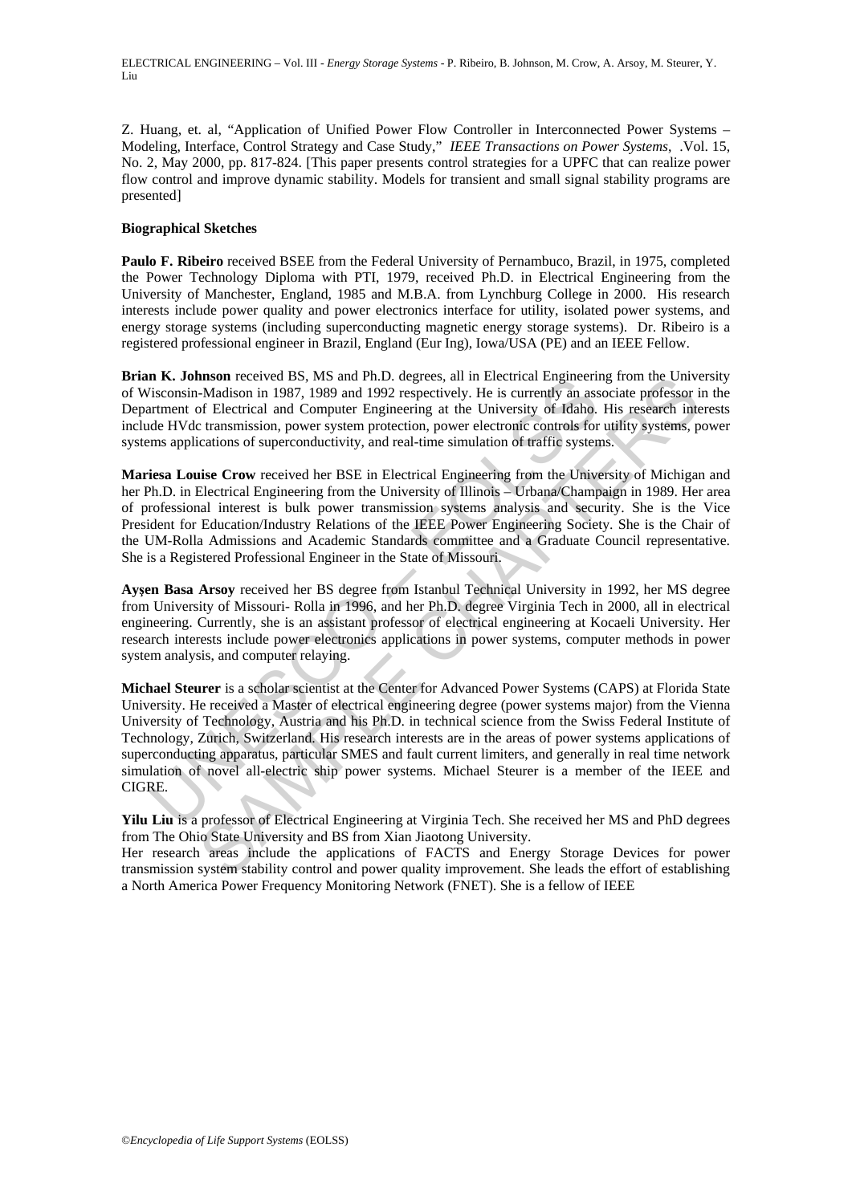Z. Huang, et. al, "Application of Unified Power Flow Controller in Interconnected Power Systems – Modeling, Interface, Control Strategy and Case Study," *IEEE Transactions on Power Systems*, .Vol. 15, No. 2, May 2000, pp. 817-824. [This paper presents control strategies for a UPFC that can realize power flow control and improve dynamic stability. Models for transient and small signal stability programs are presented]

**Biographical Sketches**

**Paulo F. Ribeiro** received BSEE from the Federal University of Pernambuco, Brazil, in 1975, completed the Power Technology Diploma with PTI, 1979, received Ph.D. in Electrical Engineering from the University of Manchester, England, 1985 and M.B.A. from Lynchburg College in 2000. His research interests include power quality and power electronics interface for utility, isolated power systems, and energy storage systems (including superconducting magnetic energy storage systems). Dr. Ribeiro is a registered professional engineer in Brazil, England (Eur Ing), Iowa/USA (PE) and an IEEE Fellow.

**Brian K. Johnson** received BS, MS and Ph.D. degrees, all in Electrical Engineering from the University of Wisconsin-Madison in 1987, 1989 and 1992 respectively. He is currently an associate professor in the Department of Electrical and Computer Engineering at the University of Idaho. His research interests include HVdc transmission, power system protection, power electronic controls for utility systems, power systems applications of superconductivity, and real-time simulation of traffic systems.

**Mariesa Louise Crow** received her BSE in Electrical Engineering from the University of Michigan and her Ph.D. in Electrical Engineering from the University of Illinois – Urbana/Champaign in 1989. Her area of professional interest is bulk power transmission systems analysis and security. She is the Vice President for Education/Industry Relations of the IEEE Power Engineering Society. She is the Chair of the UM-Rolla Admissions and Academic Standards committee and a Graduate Council representative. She is a Registered Professional Engineer in the State of Missouri.

**Ayşen Basa Arsoy** received her BS degree from Istanbul Technical University in 1992, her MS degree from University of Missouri- Rolla in 1996, and her Ph.D. degree Virginia Tech in 2000, all in electrical engineering. Currently, she is an assistant professor of electrical engineering at Kocaeli University. Her research interests include power electronics applications in power systems, computer methods in power system analysis, and computer relaying.

**Michael Steurer** is a scholar scientist at the Center for Advanced Power Systems (CAPS) at Florida State University. He received a Master of electrical engineering degree (power systems major) from the Vienna University of Technology, Austria and his Ph.D. in technical science from the Swiss Federal Institute of Technology, Zurich, Switzerland. His research interests are in the areas of power systems applications of superconducting apparatus, particular SMES and fault current limiters, and generally in real time network simulation of novel all-electric ship power systems. Michael Steurer is a member of the IEEE and CIGRE.

**Yilu Liu** is a professor of Electrical Engineering at Virginia Tech. She received her MS and PhD degrees from The Ohio State University and BS from Xian Jiaotong University.
Her research areas include the applications of FACTS and Energy Storage Devices for power transmission system stability control and power quality improvement. She leads the effort of establishing a North America Power Frequency Monitoring Network (FNET). She is a fellow of IEEE